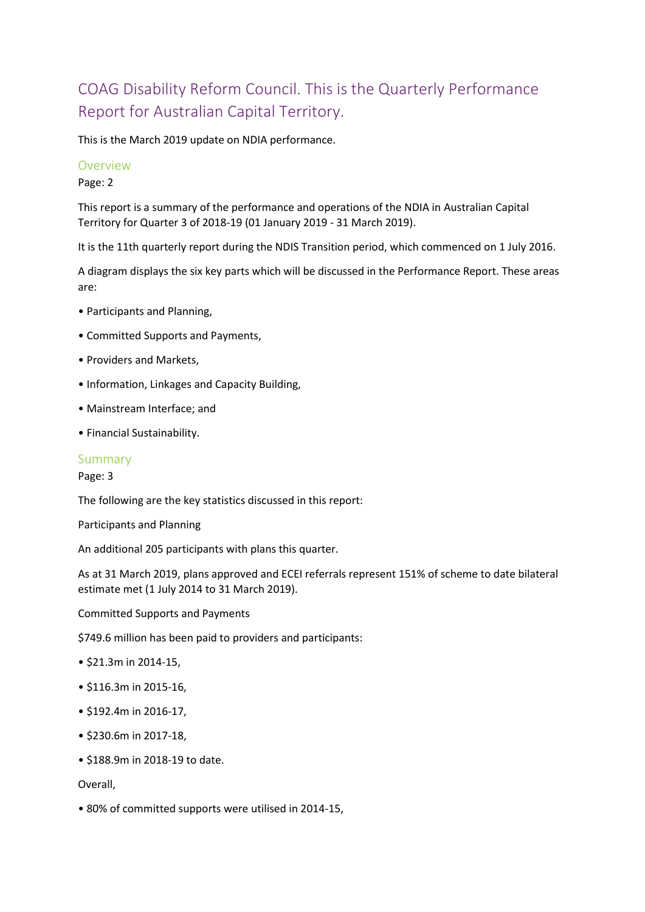# COAG Disability Reform Council. This is the Quarterly Performance Report for Australian Capital Territory.

This is the March 2019 update on NDIA performance.

## Overview

Page: 2

This report is a summary of the performance and operations of the NDIA in Australian Capital Territory for Quarter 3 of 2018-19 (01 January 2019 - 31 March 2019).

It is the 11th quarterly report during the NDIS Transition period, which commenced on 1 July 2016.

A diagram displays the six key parts which will be discussed in the Performance Report. These areas are:

- Participants and Planning,
- Committed Supports and Payments,
- Providers and Markets,
- Information, Linkages and Capacity Building,
- Mainstream Interface; and
- Financial Sustainability.

## Summary

Page: 3

The following are the key statistics discussed in this report:

Participants and Planning

An additional 205 participants with plans this quarter.

As at 31 March 2019, plans approved and ECEI referrals represent 151% of scheme to date bilateral estimate met (1 July 2014 to 31 March 2019).

Committed Supports and Payments

$749.6 million has been paid to providers and participants:

- $21.3m in 2014-15,
- $116.3m in 2015-16,
- $192.4m in 2016-17,
- $230.6m in 2017-18,
- $188.9m in 2018-19 to date.

Overall,

- 80% of committed supports were utilised in 2014-15,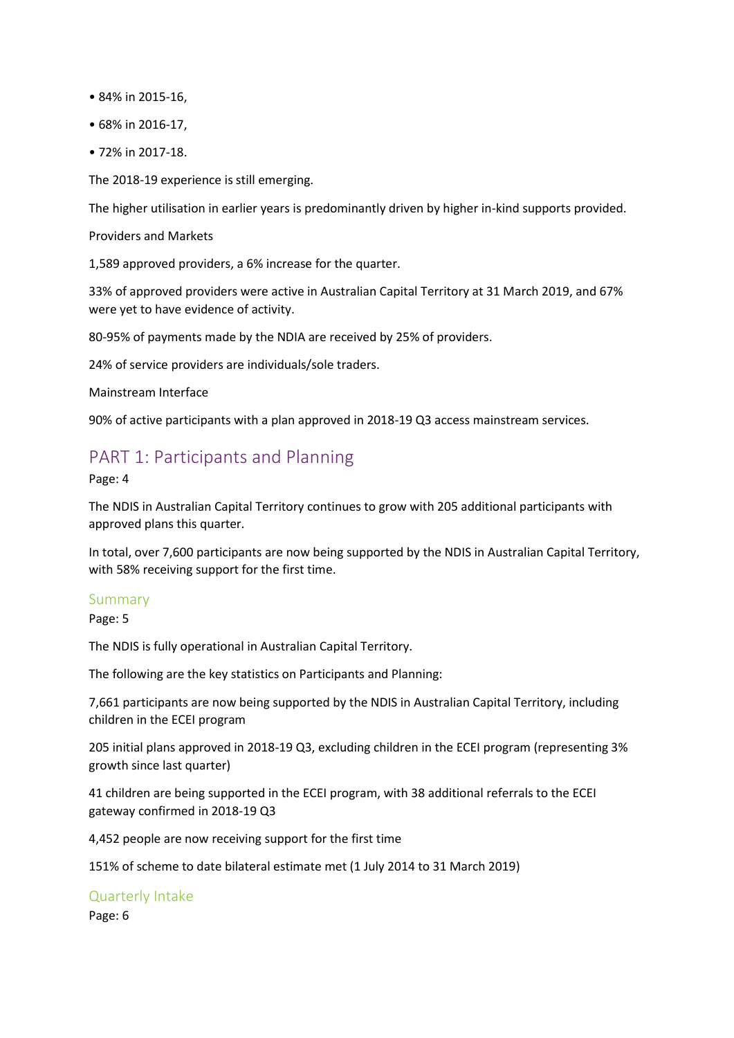- 84% in 2015-16,
- 68% in 2016-17,
- 72% in 2017-18.

The 2018-19 experience is still emerging.

The higher utilisation in earlier years is predominantly driven by higher in-kind supports provided.

Providers and Markets

1,589 approved providers, a 6% increase for the quarter.

33% of approved providers were active in Australian Capital Territory at 31 March 2019, and 67% were yet to have evidence of activity.

80-95% of payments made by the NDIA are received by 25% of providers.

24% of service providers are individuals/sole traders.

Mainstream Interface

90% of active participants with a plan approved in 2018-19 Q3 access mainstream services.

# PART 1: Participants and Planning

Page: 4

The NDIS in Australian Capital Territory continues to grow with 205 additional participants with approved plans this quarter.

In total, over 7,600 participants are now being supported by the NDIS in Australian Capital Territory, with 58% receiving support for the first time.

## Summary

Page: 5

The NDIS is fully operational in Australian Capital Territory.

The following are the key statistics on Participants and Planning:

7,661 participants are now being supported by the NDIS in Australian Capital Territory, including children in the ECEI program

205 initial plans approved in 2018-19 Q3, excluding children in the ECEI program (representing 3% growth since last quarter)

41 children are being supported in the ECEI program, with 38 additional referrals to the ECEI gateway confirmed in 2018-19 Q3

4,452 people are now receiving support for the first time

151% of scheme to date bilateral estimate met (1 July 2014 to 31 March 2019)

## Quarterly Intake

Page: 6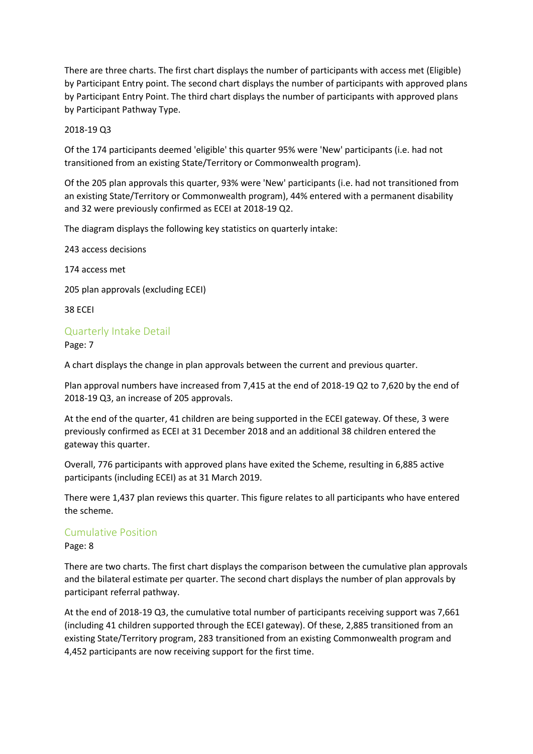There are three charts. The first chart displays the number of participants with access met (Eligible) by Participant Entry point. The second chart displays the number of participants with approved plans by Participant Entry Point. The third chart displays the number of participants with approved plans by Participant Pathway Type.

2018-19 Q3

Of the 174 participants deemed 'eligible' this quarter 95% were 'New' participants (i.e. had not transitioned from an existing State/Territory or Commonwealth program).

Of the 205 plan approvals this quarter, 93% were 'New' participants (i.e. had not transitioned from an existing State/Territory or Commonwealth program), 44% entered with a permanent disability and 32 were previously confirmed as ECEI at 2018-19 Q2.

The diagram displays the following key statistics on quarterly intake:

243 access decisions

174 access met

205 plan approvals (excluding ECEI)

38 ECEI

## Quarterly Intake Detail

Page: 7

A chart displays the change in plan approvals between the current and previous quarter.

Plan approval numbers have increased from 7,415 at the end of 2018-19 Q2 to 7,620 by the end of 2018-19 Q3, an increase of 205 approvals.

At the end of the quarter, 41 children are being supported in the ECEI gateway. Of these, 3 were previously confirmed as ECEI at 31 December 2018 and an additional 38 children entered the gateway this quarter.

Overall, 776 participants with approved plans have exited the Scheme, resulting in 6,885 active participants (including ECEI) as at 31 March 2019.

There were 1,437 plan reviews this quarter. This figure relates to all participants who have entered the scheme.

## Cumulative Position

Page: 8

There are two charts. The first chart displays the comparison between the cumulative plan approvals and the bilateral estimate per quarter. The second chart displays the number of plan approvals by participant referral pathway.

At the end of 2018-19 Q3, the cumulative total number of participants receiving support was 7,661 (including 41 children supported through the ECEI gateway). Of these, 2,885 transitioned from an existing State/Territory program, 283 transitioned from an existing Commonwealth program and 4,452 participants are now receiving support for the first time.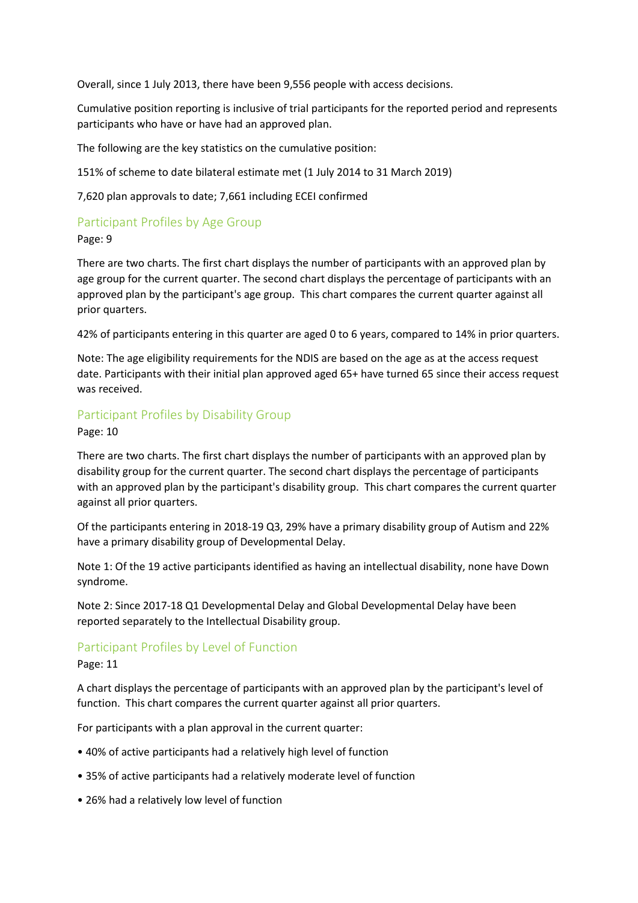Overall, since 1 July 2013, there have been 9,556 people with access decisions.

Cumulative position reporting is inclusive of trial participants for the reported period and represents participants who have or have had an approved plan.

The following are the key statistics on the cumulative position:

151% of scheme to date bilateral estimate met (1 July 2014 to 31 March 2019)

7,620 plan approvals to date; 7,661 including ECEI confirmed

## Participant Profiles by Age Group

Page: 9

There are two charts. The first chart displays the number of participants with an approved plan by age group for the current quarter. The second chart displays the percentage of participants with an approved plan by the participant's age group. This chart compares the current quarter against all prior quarters.

42% of participants entering in this quarter are aged 0 to 6 years, compared to 14% in prior quarters.

Note: The age eligibility requirements for the NDIS are based on the age as at the access request date. Participants with their initial plan approved aged 65+ have turned 65 since their access request was received.

## Participant Profiles by Disability Group

Page: 10

There are two charts. The first chart displays the number of participants with an approved plan by disability group for the current quarter. The second chart displays the percentage of participants with an approved plan by the participant's disability group. This chart compares the current quarter against all prior quarters.

Of the participants entering in 2018-19 Q3, 29% have a primary disability group of Autism and 22% have a primary disability group of Developmental Delay.

Note 1: Of the 19 active participants identified as having an intellectual disability, none have Down syndrome.

Note 2: Since 2017-18 Q1 Developmental Delay and Global Developmental Delay have been reported separately to the Intellectual Disability group.

## Participant Profiles by Level of Function

Page: 11

A chart displays the percentage of participants with an approved plan by the participant's level of function. This chart compares the current quarter against all prior quarters.

For participants with a plan approval in the current quarter:

- 40% of active participants had a relatively high level of function
- 35% of active participants had a relatively moderate level of function
- 26% had a relatively low level of function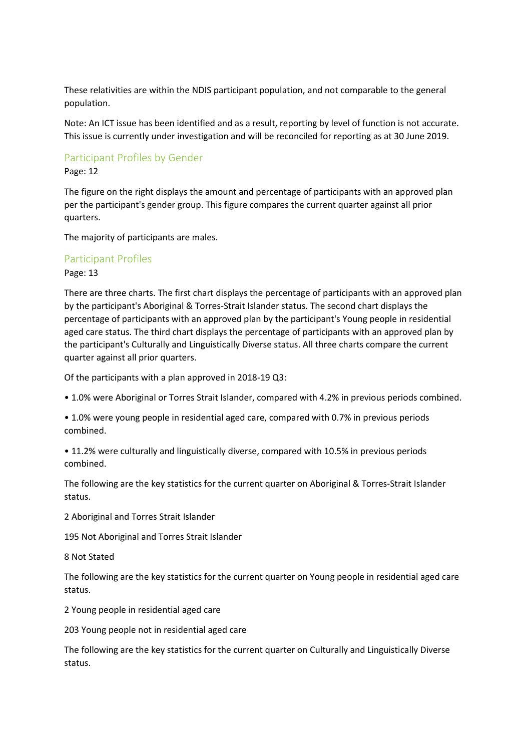These relativities are within the NDIS participant population, and not comparable to the general population.

Note: An ICT issue has been identified and as a result, reporting by level of function is not accurate. This issue is currently under investigation and will be reconciled for reporting as at 30 June 2019.

## Participant Profiles by Gender

Page: 12

The figure on the right displays the amount and percentage of participants with an approved plan per the participant's gender group. This figure compares the current quarter against all prior quarters.

The majority of participants are males.

## Participant Profiles

Page: 13

There are three charts. The first chart displays the percentage of participants with an approved plan by the participant's Aboriginal & Torres-Strait Islander status. The second chart displays the percentage of participants with an approved plan by the participant's Young people in residential aged care status. The third chart displays the percentage of participants with an approved plan by the participant's Culturally and Linguistically Diverse status. All three charts compare the current quarter against all prior quarters.

Of the participants with a plan approved in 2018-19 Q3:

• 1.0% were Aboriginal or Torres Strait Islander, compared with 4.2% in previous periods combined.

• 1.0% were young people in residential aged care, compared with 0.7% in previous periods combined.

• 11.2% were culturally and linguistically diverse, compared with 10.5% in previous periods combined.

The following are the key statistics for the current quarter on Aboriginal & Torres-Strait Islander status.

2 Aboriginal and Torres Strait Islander

195 Not Aboriginal and Torres Strait Islander

8 Not Stated

The following are the key statistics for the current quarter on Young people in residential aged care status.

2 Young people in residential aged care

203 Young people not in residential aged care

The following are the key statistics for the current quarter on Culturally and Linguistically Diverse status.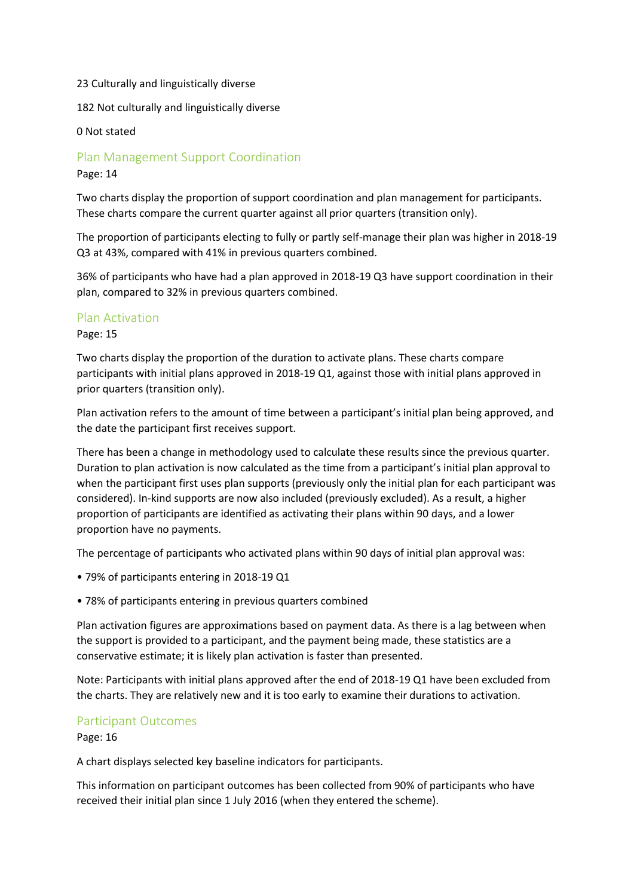23 Culturally and linguistically diverse

182 Not culturally and linguistically diverse

0 Not stated

## Plan Management Support Coordination

Page: 14

Two charts display the proportion of support coordination and plan management for participants. These charts compare the current quarter against all prior quarters (transition only).

The proportion of participants electing to fully or partly self-manage their plan was higher in 2018-19 Q3 at 43%, compared with 41% in previous quarters combined.

36% of participants who have had a plan approved in 2018-19 Q3 have support coordination in their plan, compared to 32% in previous quarters combined.

## Plan Activation

Page: 15

Two charts display the proportion of the duration to activate plans. These charts compare participants with initial plans approved in 2018-19 Q1, against those with initial plans approved in prior quarters (transition only).

Plan activation refers to the amount of time between a participant's initial plan being approved, and the date the participant first receives support.

There has been a change in methodology used to calculate these results since the previous quarter. Duration to plan activation is now calculated as the time from a participant's initial plan approval to when the participant first uses plan supports (previously only the initial plan for each participant was considered). In-kind supports are now also included (previously excluded). As a result, a higher proportion of participants are identified as activating their plans within 90 days, and a lower proportion have no payments.

The percentage of participants who activated plans within 90 days of initial plan approval was:

- 79% of participants entering in 2018-19 Q1
- 78% of participants entering in previous quarters combined

Plan activation figures are approximations based on payment data. As there is a lag between when the support is provided to a participant, and the payment being made, these statistics are a conservative estimate; it is likely plan activation is faster than presented.

Note: Participants with initial plans approved after the end of 2018-19 Q1 have been excluded from the charts. They are relatively new and it is too early to examine their durations to activation.

## Participant Outcomes

Page: 16

A chart displays selected key baseline indicators for participants.

This information on participant outcomes has been collected from 90% of participants who have received their initial plan since 1 July 2016 (when they entered the scheme).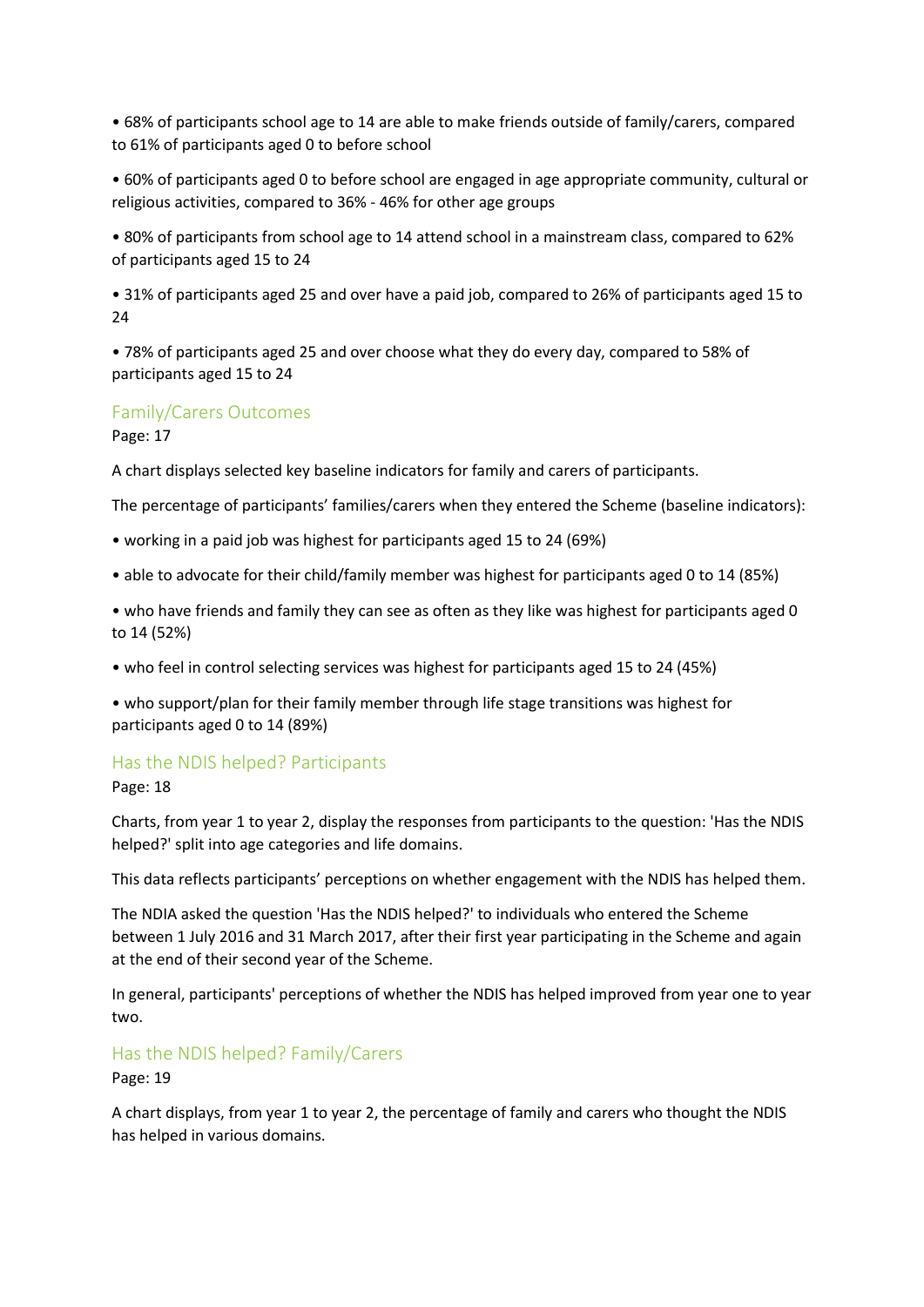- 68% of participants school age to 14 are able to make friends outside of family/carers, compared to 61% of participants aged 0 to before school
- 60% of participants aged 0 to before school are engaged in age appropriate community, cultural or religious activities, compared to 36% - 46% for other age groups
- 80% of participants from school age to 14 attend school in a mainstream class, compared to 62% of participants aged 15 to 24
- 31% of participants aged 25 and over have a paid job, compared to 26% of participants aged 15 to 24
- 78% of participants aged 25 and over choose what they do every day, compared to 58% of participants aged 15 to 24

## Family/Carers Outcomes

Page: 17

A chart displays selected key baseline indicators for family and carers of participants.

The percentage of participants' families/carers when they entered the Scheme (baseline indicators):

- working in a paid job was highest for participants aged 15 to 24 (69%)
- able to advocate for their child/family member was highest for participants aged 0 to 14 (85%)
- who have friends and family they can see as often as they like was highest for participants aged 0 to 14 (52%)
- who feel in control selecting services was highest for participants aged 15 to 24 (45%)
- who support/plan for their family member through life stage transitions was highest for participants aged 0 to 14 (89%)

## Has the NDIS helped? Participants

Page: 18

Charts, from year 1 to year 2, display the responses from participants to the question: 'Has the NDIS helped?' split into age categories and life domains.

This data reflects participants' perceptions on whether engagement with the NDIS has helped them.

The NDIA asked the question 'Has the NDIS helped?' to individuals who entered the Scheme between 1 July 2016 and 31 March 2017, after their first year participating in the Scheme and again at the end of their second year of the Scheme.

In general, participants' perceptions of whether the NDIS has helped improved from year one to year two.

## Has the NDIS helped? Family/Carers

Page: 19

A chart displays, from year 1 to year 2, the percentage of family and carers who thought the NDIS has helped in various domains.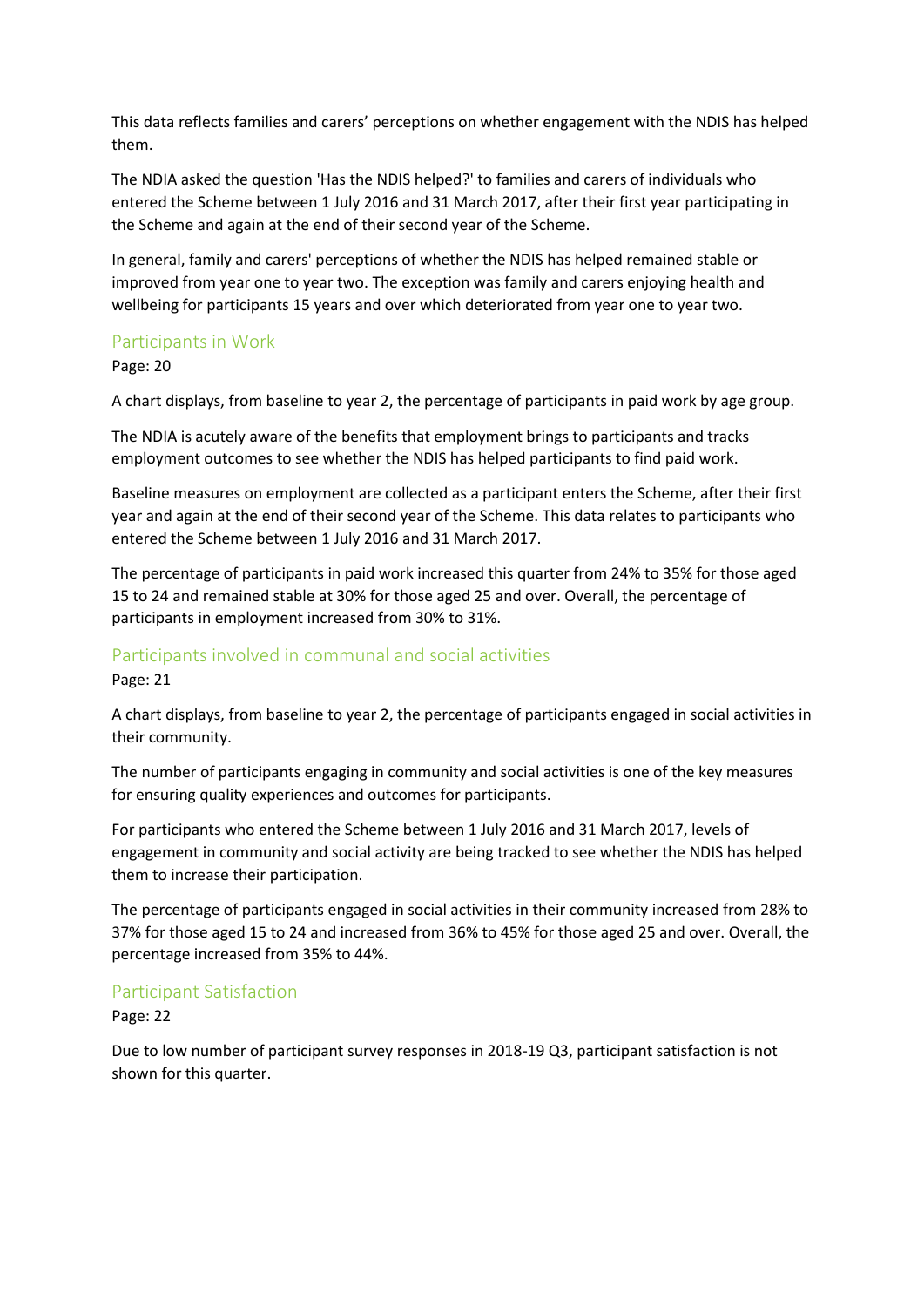This data reflects families and carers' perceptions on whether engagement with the NDIS has helped them.

The NDIA asked the question 'Has the NDIS helped?' to families and carers of individuals who entered the Scheme between 1 July 2016 and 31 March 2017, after their first year participating in the Scheme and again at the end of their second year of the Scheme.

In general, family and carers' perceptions of whether the NDIS has helped remained stable or improved from year one to year two. The exception was family and carers enjoying health and wellbeing for participants 15 years and over which deteriorated from year one to year two.

## Participants in Work

Page: 20

A chart displays, from baseline to year 2, the percentage of participants in paid work by age group.

The NDIA is acutely aware of the benefits that employment brings to participants and tracks employment outcomes to see whether the NDIS has helped participants to find paid work.

Baseline measures on employment are collected as a participant enters the Scheme, after their first year and again at the end of their second year of the Scheme. This data relates to participants who entered the Scheme between 1 July 2016 and 31 March 2017.

The percentage of participants in paid work increased this quarter from 24% to 35% for those aged 15 to 24 and remained stable at 30% for those aged 25 and over. Overall, the percentage of participants in employment increased from 30% to 31%.

## Participants involved in communal and social activities

Page: 21

A chart displays, from baseline to year 2, the percentage of participants engaged in social activities in their community.

The number of participants engaging in community and social activities is one of the key measures for ensuring quality experiences and outcomes for participants.

For participants who entered the Scheme between 1 July 2016 and 31 March 2017, levels of engagement in community and social activity are being tracked to see whether the NDIS has helped them to increase their participation.

The percentage of participants engaged in social activities in their community increased from 28% to 37% for those aged 15 to 24 and increased from 36% to 45% for those aged 25 and over. Overall, the percentage increased from 35% to 44%.

## Participant Satisfaction

Page: 22

Due to low number of participant survey responses in 2018-19 Q3, participant satisfaction is not shown for this quarter.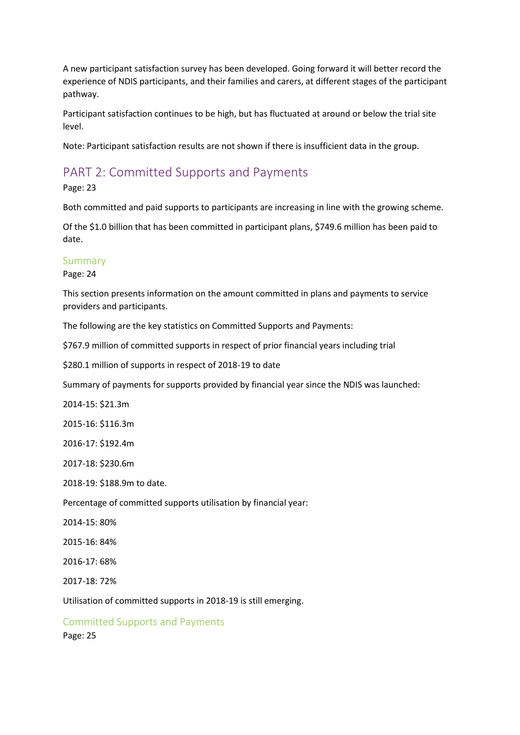A new participant satisfaction survey has been developed. Going forward it will better record the experience of NDIS participants, and their families and carers, at different stages of the participant pathway.

Participant satisfaction continues to be high, but has fluctuated at around or below the trial site level.

Note: Participant satisfaction results are not shown if there is insufficient data in the group.

## PART 2: Committed Supports and Payments

Page: 23

Both committed and paid supports to participants are increasing in line with the growing scheme.

Of the $1.0 billion that has been committed in participant plans, $749.6 million has been paid to date.

### Summary

Page: 24

This section presents information on the amount committed in plans and payments to service providers and participants.

The following are the key statistics on Committed Supports and Payments:

$767.9 million of committed supports in respect of prior financial years including trial

$280.1 million of supports in respect of 2018-19 to date

Summary of payments for supports provided by financial year since the NDIS was launched:

2014-15: $21.3m

2015-16: $116.3m

2016-17: $192.4m

2017-18: $230.6m

2018-19: $188.9m to date.

Percentage of committed supports utilisation by financial year:

2014-15: 80%

2015-16: 84%

2016-17: 68%

2017-18: 72%

Utilisation of committed supports in 2018-19 is still emerging.

### Committed Supports and Payments

Page: 25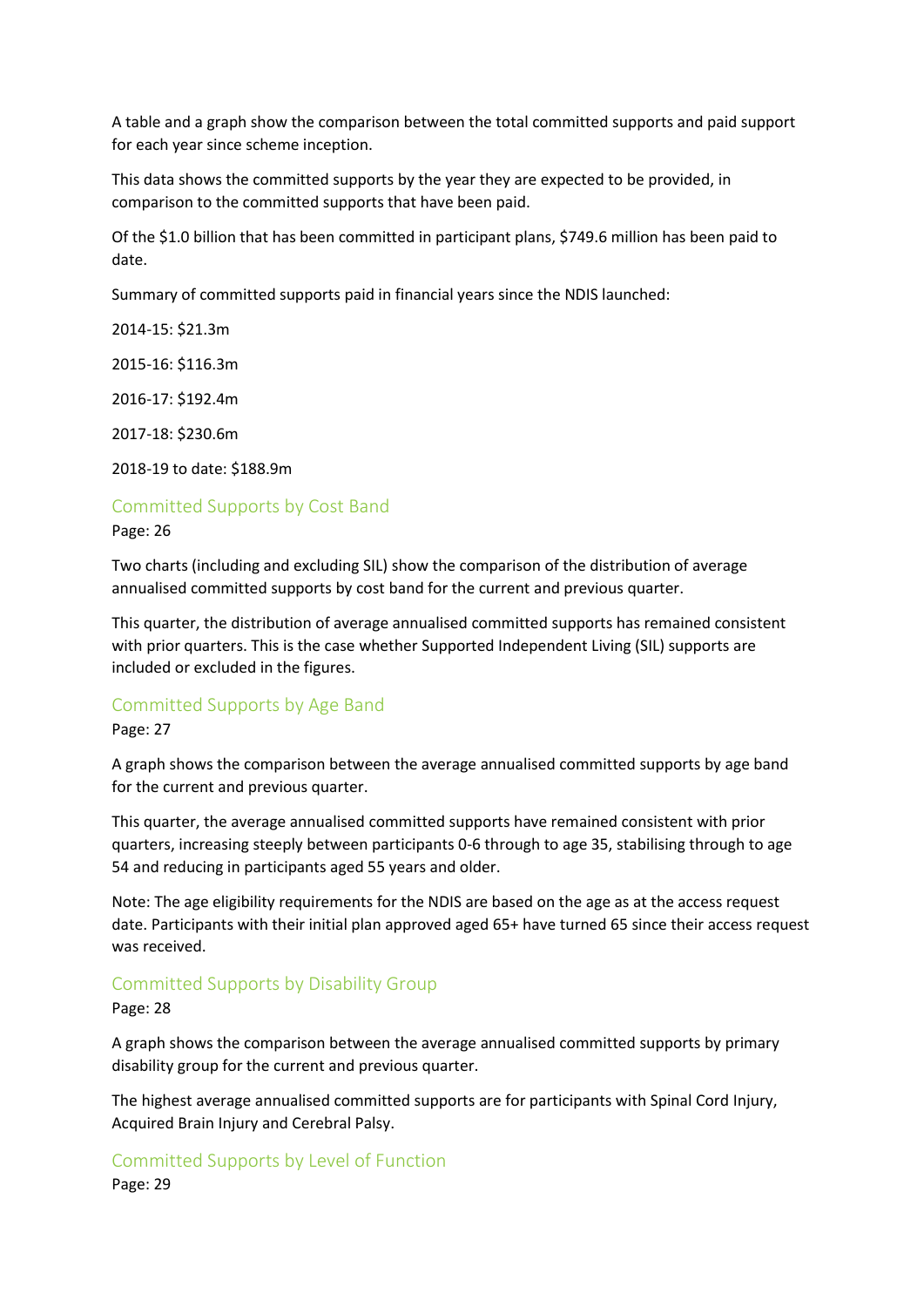A table and a graph show the comparison between the total committed supports and paid support for each year since scheme inception.

This data shows the committed supports by the year they are expected to be provided, in comparison to the committed supports that have been paid.

Of the $1.0 billion that has been committed in participant plans, $749.6 million has been paid to date.

Summary of committed supports paid in financial years since the NDIS launched:

2014-15: $21.3m

2015-16: $116.3m

2016-17: $192.4m

2017-18: $230.6m

2018-19 to date: $188.9m

## Committed Supports by Cost Band

Page: 26

Two charts (including and excluding SIL) show the comparison of the distribution of average annualised committed supports by cost band for the current and previous quarter.

This quarter, the distribution of average annualised committed supports has remained consistent with prior quarters. This is the case whether Supported Independent Living (SIL) supports are included or excluded in the figures.

## Committed Supports by Age Band

Page: 27

A graph shows the comparison between the average annualised committed supports by age band for the current and previous quarter.

This quarter, the average annualised committed supports have remained consistent with prior quarters, increasing steeply between participants 0-6 through to age 35, stabilising through to age 54 and reducing in participants aged 55 years and older.

Note: The age eligibility requirements for the NDIS are based on the age as at the access request date. Participants with their initial plan approved aged 65+ have turned 65 since their access request was received.

## Committed Supports by Disability Group

Page: 28

A graph shows the comparison between the average annualised committed supports by primary disability group for the current and previous quarter.

The highest average annualised committed supports are for participants with Spinal Cord Injury, Acquired Brain Injury and Cerebral Palsy.

## Committed Supports by Level of Function

Page: 29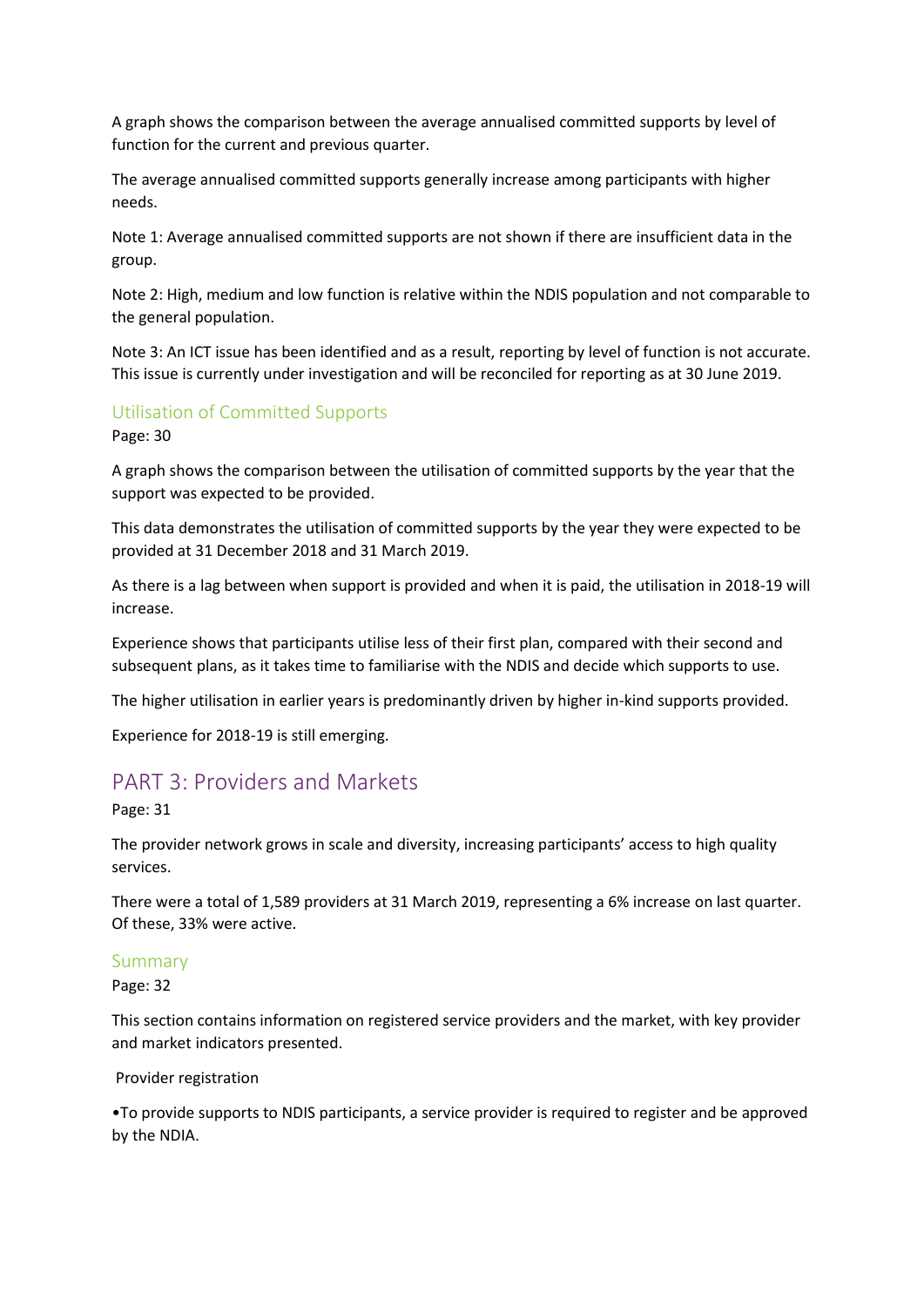A graph shows the comparison between the average annualised committed supports by level of function for the current and previous quarter.

The average annualised committed supports generally increase among participants with higher needs.

Note 1: Average annualised committed supports are not shown if there are insufficient data in the group.

Note 2: High, medium and low function is relative within the NDIS population and not comparable to the general population.

Note 3: An ICT issue has been identified and as a result, reporting by level of function is not accurate. This issue is currently under investigation and will be reconciled for reporting as at 30 June 2019.

### Utilisation of Committed Supports

Page: 30

A graph shows the comparison between the utilisation of committed supports by the year that the support was expected to be provided.

This data demonstrates the utilisation of committed supports by the year they were expected to be provided at 31 December 2018 and 31 March 2019.

As there is a lag between when support is provided and when it is paid, the utilisation in 2018-19 will increase.

Experience shows that participants utilise less of their first plan, compared with their second and subsequent plans, as it takes time to familiarise with the NDIS and decide which supports to use.

The higher utilisation in earlier years is predominantly driven by higher in-kind supports provided.

Experience for 2018-19 is still emerging.

## PART 3: Providers and Markets

Page: 31

The provider network grows in scale and diversity, increasing participants' access to high quality services.

There were a total of 1,589 providers at 31 March 2019, representing a 6% increase on last quarter. Of these, 33% were active.

### Summary

Page: 32

This section contains information on registered service providers and the market, with key provider and market indicators presented.

Provider registration

•To provide supports to NDIS participants, a service provider is required to register and be approved by the NDIA.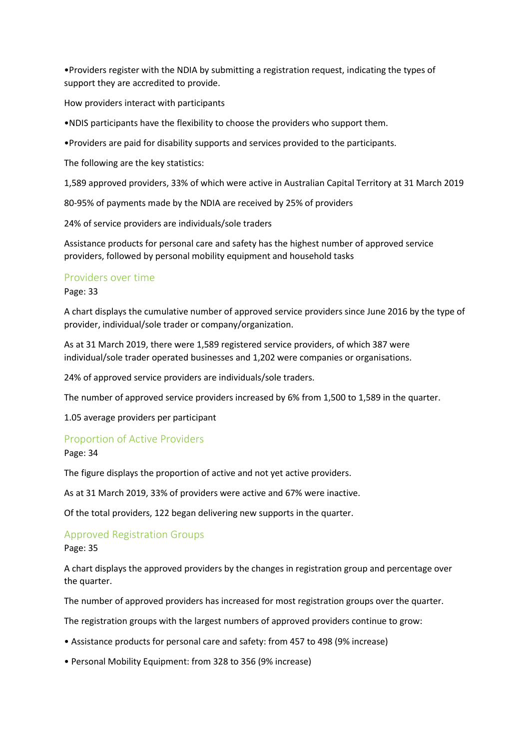- Providers register with the NDIA by submitting a registration request, indicating the types of support they are accredited to provide.

How providers interact with participants

- NDIS participants have the flexibility to choose the providers who support them.
- Providers are paid for disability supports and services provided to the participants.

The following are the key statistics:

1,589 approved providers, 33% of which were active in Australian Capital Territory at 31 March 2019

80-95% of payments made by the NDIA are received by 25% of providers

24% of service providers are individuals/sole traders

Assistance products for personal care and safety has the highest number of approved service providers, followed by personal mobility equipment and household tasks

## Providers over time

Page: 33

A chart displays the cumulative number of approved service providers since June 2016 by the type of provider, individual/sole trader or company/organization.

As at 31 March 2019, there were 1,589 registered service providers, of which 387 were individual/sole trader operated businesses and 1,202 were companies or organisations.

24% of approved service providers are individuals/sole traders.

The number of approved service providers increased by 6% from 1,500 to 1,589 in the quarter.

1.05 average providers per participant

## Proportion of Active Providers

Page: 34

The figure displays the proportion of active and not yet active providers.

As at 31 March 2019, 33% of providers were active and 67% were inactive.

Of the total providers, 122 began delivering new supports in the quarter.

## Approved Registration Groups

Page: 35

A chart displays the approved providers by the changes in registration group and percentage over the quarter.

The number of approved providers has increased for most registration groups over the quarter.

The registration groups with the largest numbers of approved providers continue to grow:

- Assistance products for personal care and safety: from 457 to 498 (9% increase)
- Personal Mobility Equipment: from 328 to 356 (9% increase)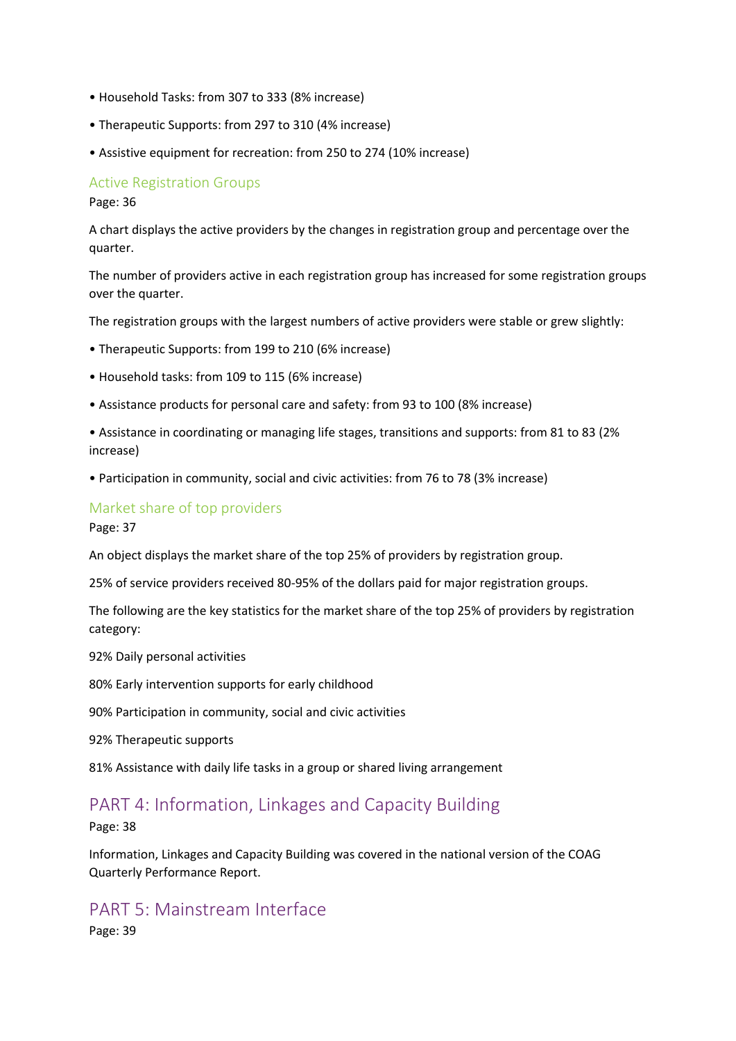- Household Tasks: from 307 to 333 (8% increase)
- Therapeutic Supports: from 297 to 310 (4% increase)
- Assistive equipment for recreation: from 250 to 274 (10% increase)

### Active Registration Groups

Page: 36

A chart displays the active providers by the changes in registration group and percentage over the quarter.

The number of providers active in each registration group has increased for some registration groups over the quarter.

The registration groups with the largest numbers of active providers were stable or grew slightly:

- Therapeutic Supports: from 199 to 210 (6% increase)
- Household tasks: from 109 to 115 (6% increase)
- Assistance products for personal care and safety: from 93 to 100 (8% increase)
- Assistance in coordinating or managing life stages, transitions and supports: from 81 to 83 (2% increase)
- Participation in community, social and civic activities: from 76 to 78 (3% increase)

### Market share of top providers

Page: 37

An object displays the market share of the top 25% of providers by registration group.

25% of service providers received 80-95% of the dollars paid for major registration groups.

The following are the key statistics for the market share of the top 25% of providers by registration category:

92% Daily personal activities

80% Early intervention supports for early childhood

90% Participation in community, social and civic activities

92% Therapeutic supports

81% Assistance with daily life tasks in a group or shared living arrangement

## PART 4: Information, Linkages and Capacity Building

Page: 38

Information, Linkages and Capacity Building was covered in the national version of the COAG Quarterly Performance Report.

## PART 5: Mainstream Interface

Page: 39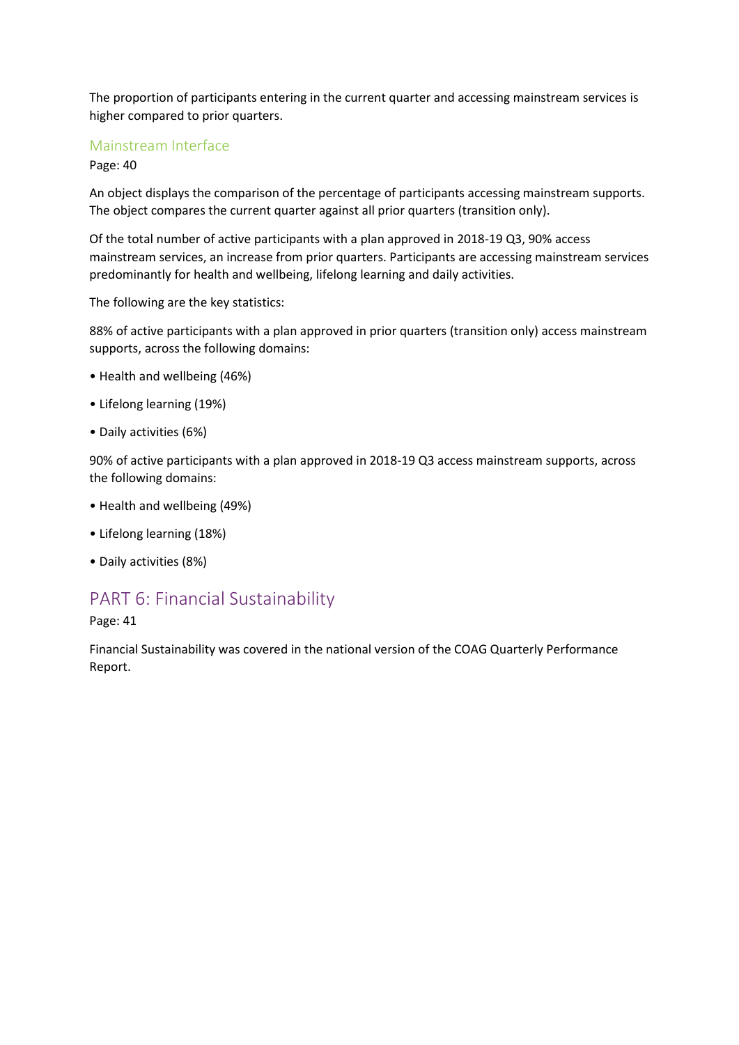The proportion of participants entering in the current quarter and accessing mainstream services is higher compared to prior quarters.

### Mainstream Interface

Page: 40

An object displays the comparison of the percentage of participants accessing mainstream supports. The object compares the current quarter against all prior quarters (transition only).

Of the total number of active participants with a plan approved in 2018-19 Q3, 90% access mainstream services, an increase from prior quarters. Participants are accessing mainstream services predominantly for health and wellbeing, lifelong learning and daily activities.

The following are the key statistics:

88% of active participants with a plan approved in prior quarters (transition only) access mainstream supports, across the following domains:

- Health and wellbeing (46%)
- Lifelong learning (19%)
- Daily activities (6%)

90% of active participants with a plan approved in 2018-19 Q3 access mainstream supports, across the following domains:

- Health and wellbeing (49%)
- Lifelong learning (18%)
- Daily activities (8%)

## PART 6: Financial Sustainability

Page: 41

Financial Sustainability was covered in the national version of the COAG Quarterly Performance Report.